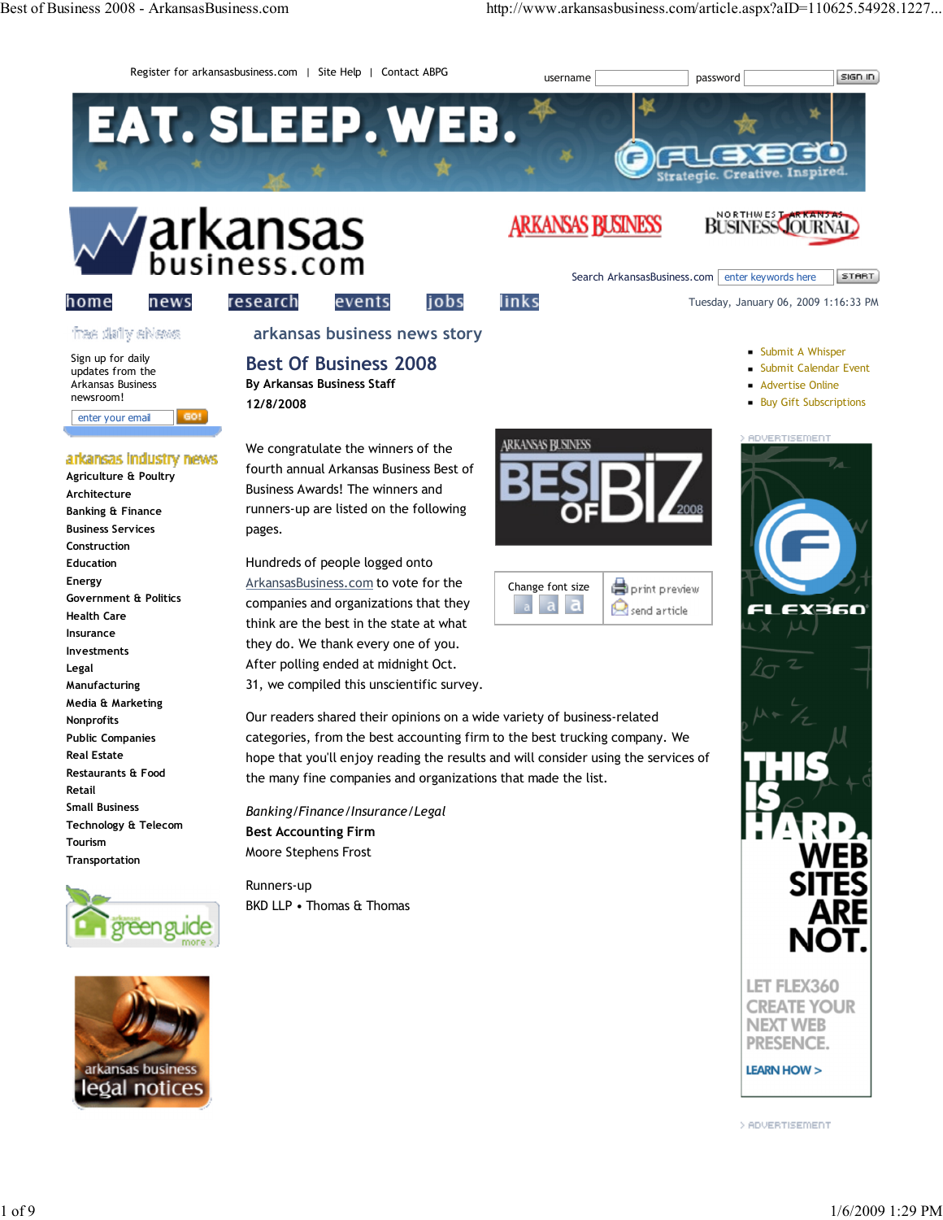# Best Of Business 2008

**By Arkansas Business Staff**

**12/8/2008**

We congratulate the winners of the fourth annual Arkansas Business Best of Business Awards! The winners and runners-up are listed on the following pages.

Hundreds of people logged onto ArkansasBusiness.com to vote for the companies and organizations that they think are the best in the state at what they do. We thank every one of you. After polling ended at midnight Oct. 31, we compiled this unscientific survey.

Our readers shared their opinions on a wide variety of business-related categories, from the best accounting firm to the best trucking company. We hope that you'll enjoy reading the results and will consider using the services of the many fine companies and organizations that made the list.

*Banking/Finance/Insurance/Legal*

**Best Accounting Firm**

Moore Stephens Frost

Runners-up

BKD LLP • Thomas & Thomas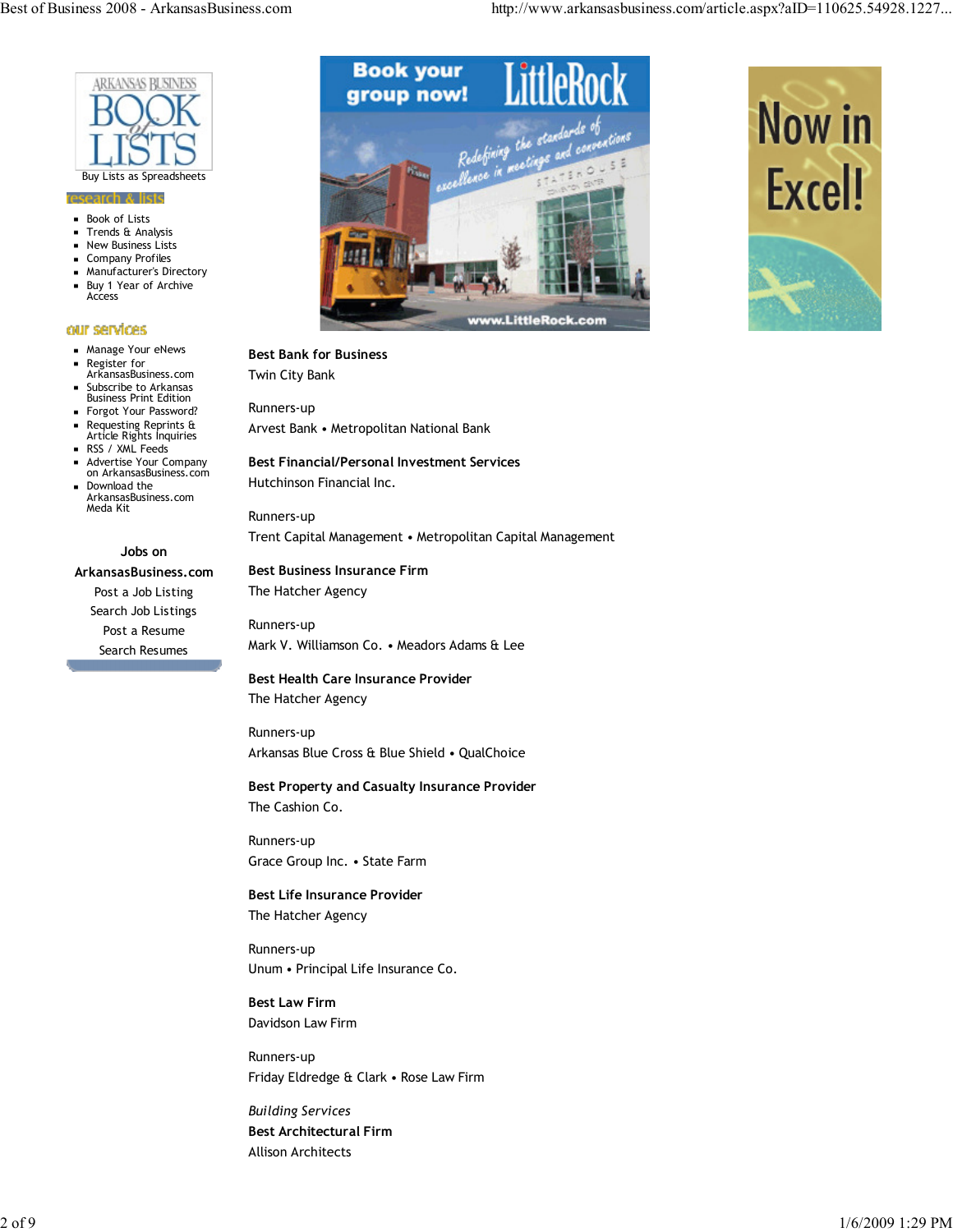**Best Bank for Business**

Twin City Bank

Runners-up

Arvest Bank • Metropolitan National Bank

**Best Financial/Personal Investment Services**

Hutchinson Financial Inc.

Runners-up

Trent Capital Management • Metropolitan Capital Management

**Best Business Insurance Firm**

The Hatcher Agency

Runners-up

Mark V. Williamson Co. • Meadors Adams & Lee

**Best Health Care Insurance Provider**

The Hatcher Agency

Runners-up

Arkansas Blue Cross & Blue Shield • QualChoice

**Best Property and Casualty Insurance Provider**

The Cashion Co.

Runners-up

Grace Group Inc. • State Farm

**Best Life Insurance Provider**

The Hatcher Agency

Runners-up

Unum • Principal Life Insurance Co.

**Best Law Firm**

Davidson Law Firm

Runners-up

Friday Eldredge & Clark • Rose Law Firm

*Building Services*

**Best Architectural Firm**

Allison Architects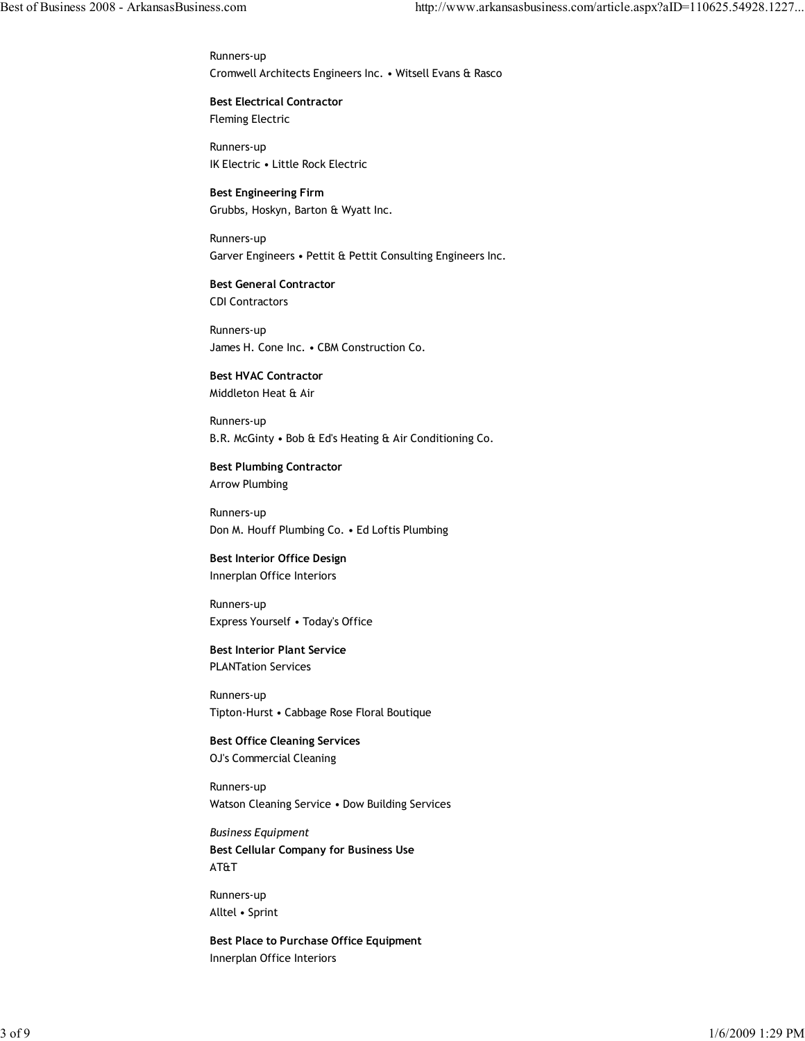Runners-up
Cromwell Architects Engineers Inc. • Witsell Evans & Rasco

**Best Electrical Contractor**
Fleming Electric

Runners-up
IK Electric • Little Rock Electric

**Best Engineering Firm**
Grubbs, Hoskyn, Barton & Wyatt Inc.

Runners-up
Garver Engineers • Pettit & Pettit Consulting Engineers Inc.

**Best General Contractor**
CDI Contractors

Runners-up
James H. Cone Inc. • CBM Construction Co.

**Best HVAC Contractor**
Middleton Heat & Air

Runners-up
B.R. McGinty • Bob & Ed's Heating & Air Conditioning Co.

**Best Plumbing Contractor**
Arrow Plumbing

Runners-up
Don M. Houff Plumbing Co. • Ed Loftis Plumbing

**Best Interior Office Design**
Innerplan Office Interiors

Runners-up
Express Yourself • Today's Office

**Best Interior Plant Service**
PLANTation Services

Runners-up
Tipton-Hurst • Cabbage Rose Floral Boutique

**Best Office Cleaning Services**
OJ's Commercial Cleaning

Runners-up
Watson Cleaning Service • Dow Building Services

*Business Equipment*

**Best Cellular Company for Business Use**
AT&T

Runners-up
Alltel • Sprint

**Best Place to Purchase Office Equipment**
Innerplan Office Interiors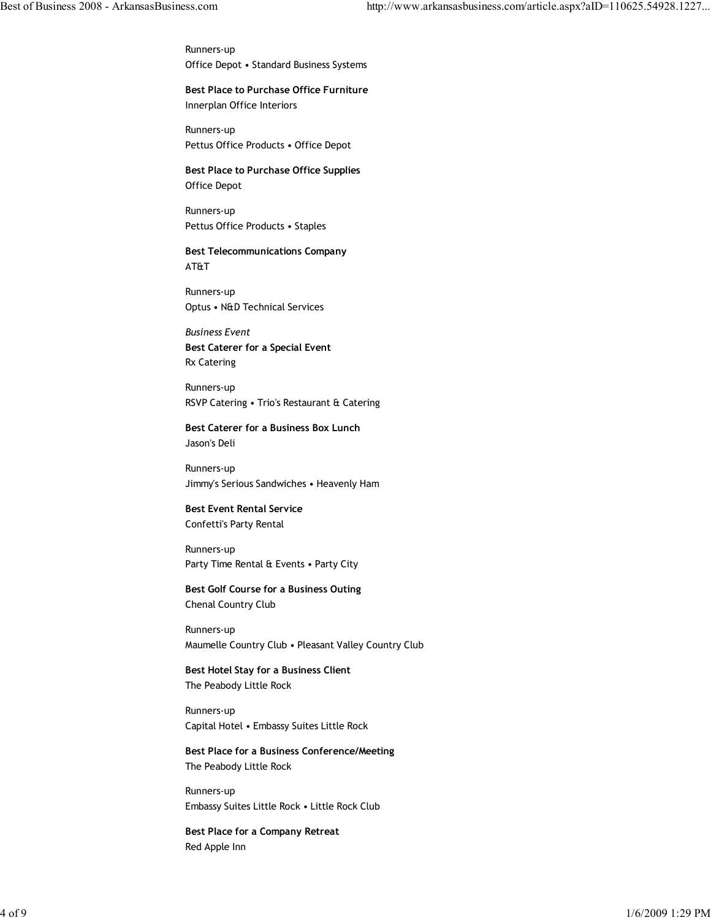Runners-up
Office Depot • Standard Business Systems

**Best Place to Purchase Office Furniture**
Innerplan Office Interiors

Runners-up
Pettus Office Products • Office Depot

**Best Place to Purchase Office Supplies**
Office Depot

Runners-up
Pettus Office Products • Staples

**Best Telecommunications Company**
AT&T

Runners-up
Optus • N&D Technical Services

*Business Event*

**Best Caterer for a Special Event**
Rx Catering

Runners-up
RSVP Catering • Trio's Restaurant & Catering

**Best Caterer for a Business Box Lunch**
Jason's Deli

Runners-up
Jimmy's Serious Sandwiches • Heavenly Ham

**Best Event Rental Service**
Confetti's Party Rental

Runners-up
Party Time Rental & Events • Party City

**Best Golf Course for a Business Outing**
Chenal Country Club

Runners-up
Maumelle Country Club • Pleasant Valley Country Club

**Best Hotel Stay for a Business Client**
The Peabody Little Rock

Runners-up
Capital Hotel • Embassy Suites Little Rock

**Best Place for a Business Conference/Meeting**
The Peabody Little Rock

Runners-up
Embassy Suites Little Rock • Little Rock Club

**Best Place for a Company Retreat**
Red Apple Inn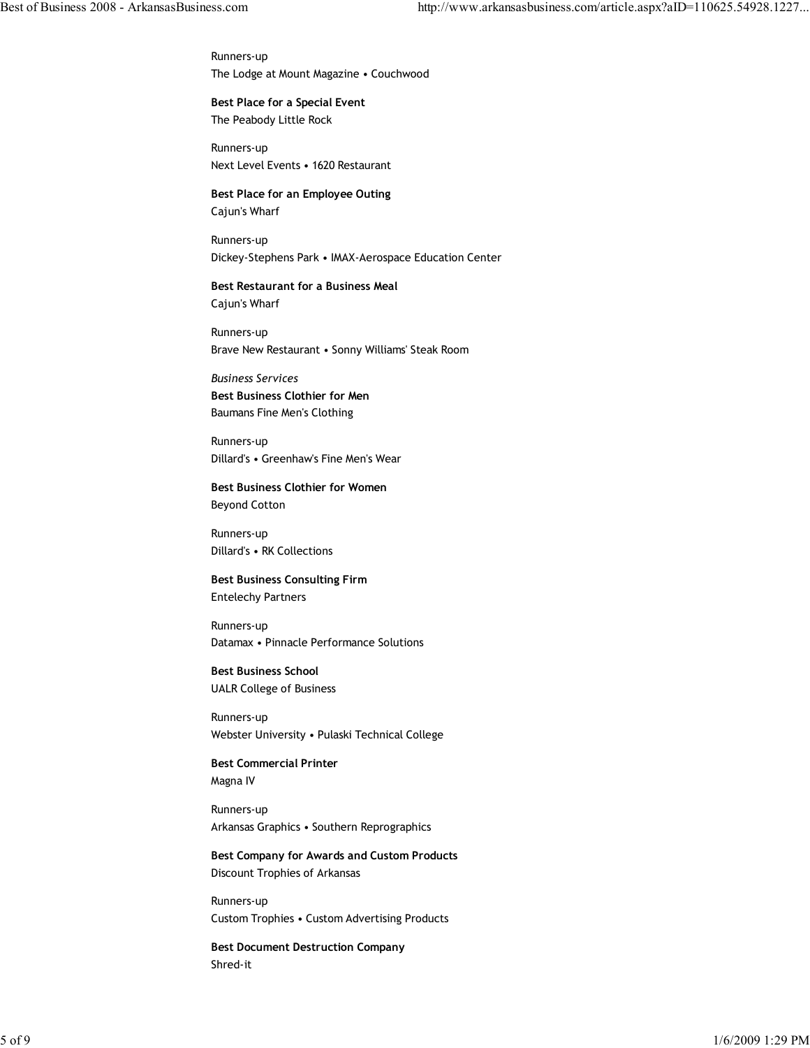Runners-up
The Lodge at Mount Magazine • Couchwood

**Best Place for a Special Event**
The Peabody Little Rock

Runners-up
Next Level Events • 1620 Restaurant

**Best Place for an Employee Outing**
Cajun's Wharf

Runners-up
Dickey-Stephens Park • IMAX-Aerospace Education Center

**Best Restaurant for a Business Meal**
Cajun's Wharf

Runners-up
Brave New Restaurant • Sonny Williams' Steak Room

*Business Services*
**Best Business Clothier for Men**
Baumans Fine Men's Clothing

Runners-up
Dillard's • Greenhaw's Fine Men's Wear

**Best Business Clothier for Women**
Beyond Cotton

Runners-up
Dillard's • RK Collections

**Best Business Consulting Firm**
Entelechy Partners

Runners-up
Datamax • Pinnacle Performance Solutions

**Best Business School**
UALR College of Business

Runners-up
Webster University • Pulaski Technical College

**Best Commercial Printer**
Magna IV

Runners-up
Arkansas Graphics • Southern Reprographics

**Best Company for Awards and Custom Products**
Discount Trophies of Arkansas

Runners-up
Custom Trophies • Custom Advertising Products

**Best Document Destruction Company**
Shred-it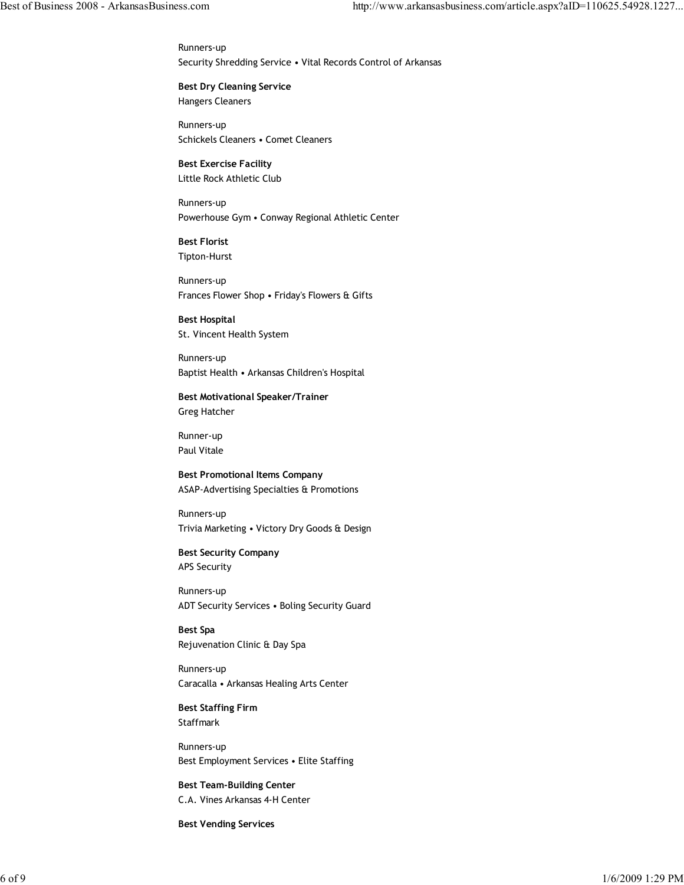Runners-up
Security Shredding Service • Vital Records Control of Arkansas

**Best Dry Cleaning Service**
Hangers Cleaners

Runners-up
Schickels Cleaners • Comet Cleaners

**Best Exercise Facility**
Little Rock Athletic Club

Runners-up
Powerhouse Gym • Conway Regional Athletic Center

**Best Florist**
Tipton-Hurst

Runners-up
Frances Flower Shop • Friday's Flowers & Gifts

**Best Hospital**
St. Vincent Health System

Runners-up
Baptist Health • Arkansas Children's Hospital

**Best Motivational Speaker/Trainer**
Greg Hatcher

Runner-up
Paul Vitale

**Best Promotional Items Company**
ASAP-Advertising Specialties & Promotions

Runners-up
Trivia Marketing • Victory Dry Goods & Design

**Best Security Company**
APS Security

Runners-up
ADT Security Services • Boling Security Guard

**Best Spa**
Rejuvenation Clinic & Day Spa

Runners-up
Caracalla • Arkansas Healing Arts Center

**Best Staffing Firm**
Staffmark

Runners-up
Best Employment Services • Elite Staffing

**Best Team-Building Center**
C.A. Vines Arkansas 4-H Center

**Best Vending Services**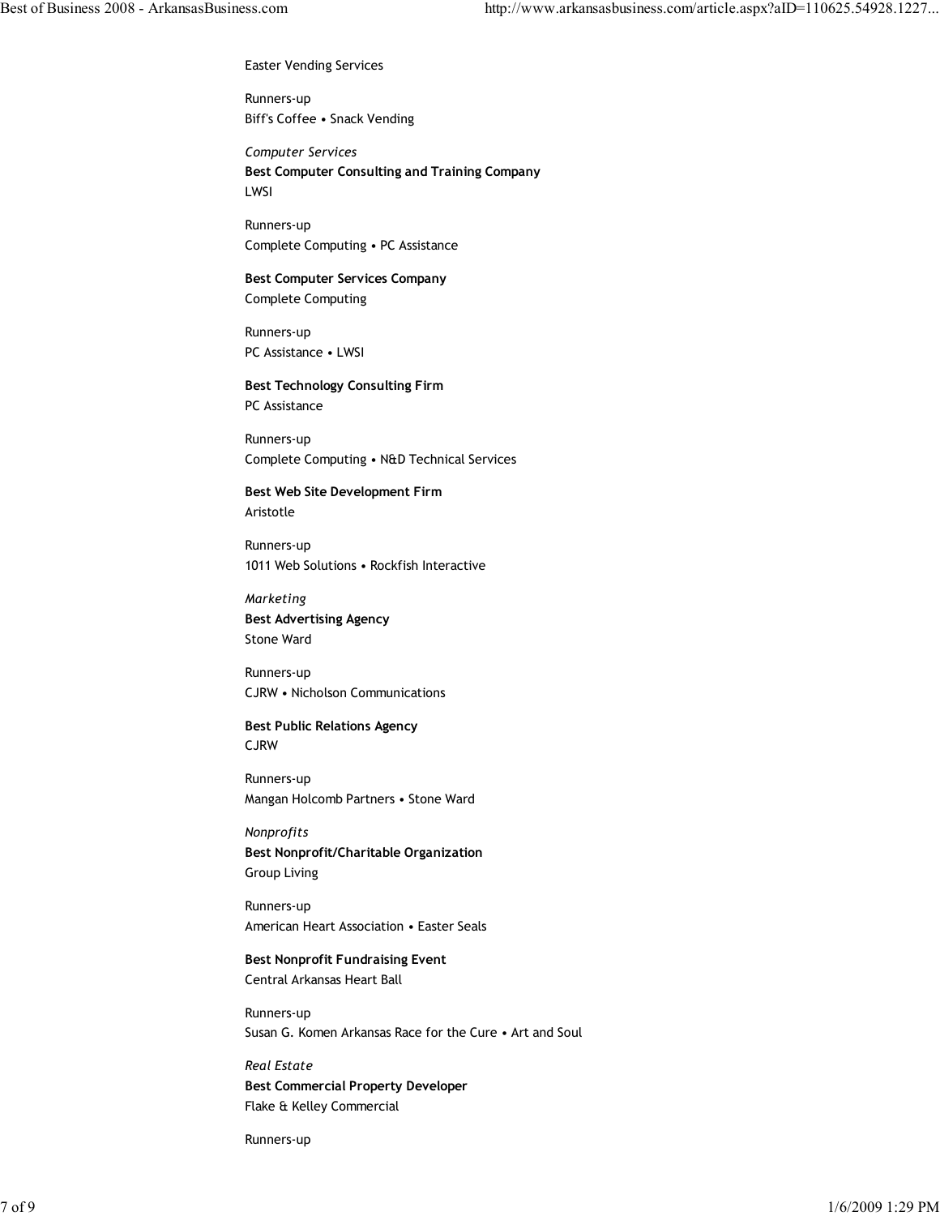Easter Vending Services

Runners-up
Biff's Coffee • Snack Vending

*Computer Services*

**Best Computer Consulting and Training Company**
LWSI

Runners-up
Complete Computing • PC Assistance

**Best Computer Services Company**
Complete Computing

Runners-up
PC Assistance • LWSI

**Best Technology Consulting Firm**
PC Assistance

Runners-up
Complete Computing • N&D Technical Services

**Best Web Site Development Firm**
Aristotle

Runners-up
1011 Web Solutions • Rockfish Interactive

*Marketing*

**Best Advertising Agency**
Stone Ward

Runners-up
CJRW • Nicholson Communications

**Best Public Relations Agency**
CJRW

Runners-up
Mangan Holcomb Partners • Stone Ward

*Nonprofits*

**Best Nonprofit/Charitable Organization**
Group Living

Runners-up
American Heart Association • Easter Seals

**Best Nonprofit Fundraising Event**
Central Arkansas Heart Ball

Runners-up
Susan G. Komen Arkansas Race for the Cure • Art and Soul

*Real Estate*

**Best Commercial Property Developer**
Flake & Kelley Commercial

Runners-up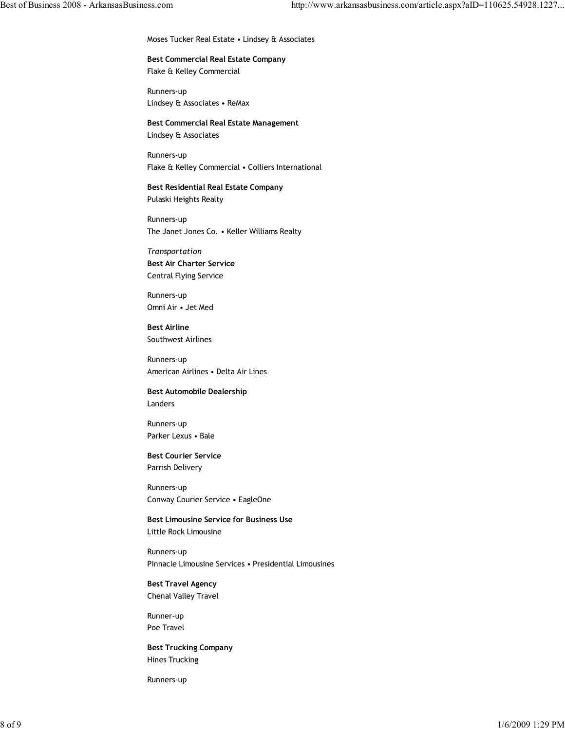Moses Tucker Real Estate • Lindsey & Associates

**Best Commercial Real Estate Company**
Flake & Kelley Commercial

Runners-up
Lindsey & Associates • ReMax

**Best Commercial Real Estate Management**
Lindsey & Associates

Runners-up
Flake & Kelley Commercial • Colliers International

**Best Residential Real Estate Company**
Pulaski Heights Realty

Runners-up
The Janet Jones Co. • Keller Williams Realty

*Transportation*

**Best Air Charter Service**
Central Flying Service

Runners-up
Omni Air • Jet Med

**Best Airline**
Southwest Airlines

Runners-up
American Airlines • Delta Air Lines

**Best Automobile Dealership**
Landers

Runners-up
Parker Lexus • Bale

**Best Courier Service**
Parrish Delivery

Runners-up
Conway Courier Service • EagleOne

**Best Limousine Service for Business Use**
Little Rock Limousine

Runners-up
Pinnacle Limousine Services • Presidential Limousines

**Best Travel Agency**
Chenal Valley Travel

Runner-up
Poe Travel

**Best Trucking Company**
Hines Trucking

Runners-up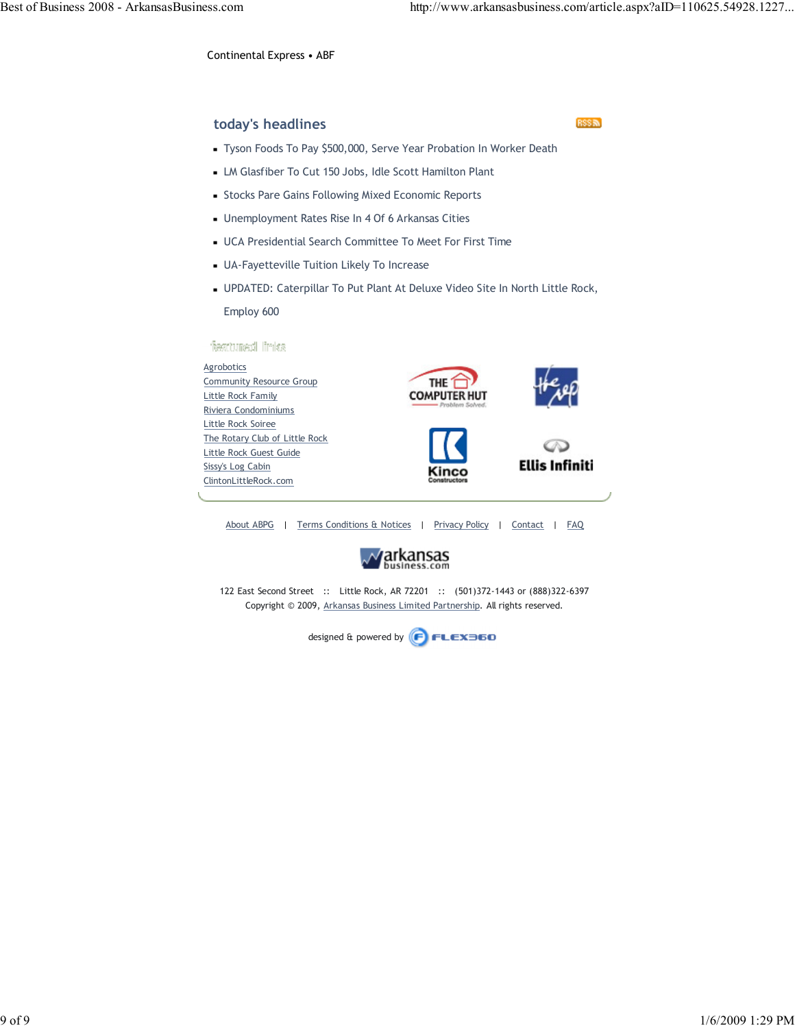Continental Express • ABF

## today's headlines

- Tyson Foods To Pay $500,000, Serve Year Probation In Worker Death
- LM Glasfiber To Cut 150 Jobs, Idle Scott Hamilton Plant
- Stocks Pare Gains Following Mixed Economic Reports
- Unemployment Rates Rise In 4 Of 6 Arkansas Cities
- UCA Presidential Search Committee To Meet For First Time
- UA-Fayetteville Tuition Likely To Increase
- UPDATED: Caterpillar To Put Plant At Deluxe Video Site In North Little Rock, Employ 600

featured links

- Agrobotics
- Community Resource Group
- Little Rock Family
- Riviera Condominiums
- Little Rock Soiree
- The Rotary Club of Little Rock
- Little Rock Guest Guide
- Sissy's Log Cabin
- ClintonLittleRock.com

THE COMPUTER HUT Problem Solved.

Kinco Constructors

Ellis Infiniti

About ABPG | Terms Conditions & Notices | Privacy Policy | Contact | FAQ

arkansas business.com

122 East Second Street :: Little Rock, AR 72201 :: (501)372-1443 or (888)322-6397
Copyright © 2009, Arkansas Business Limited Partnership. All rights reserved.

designed & powered by FLEX360